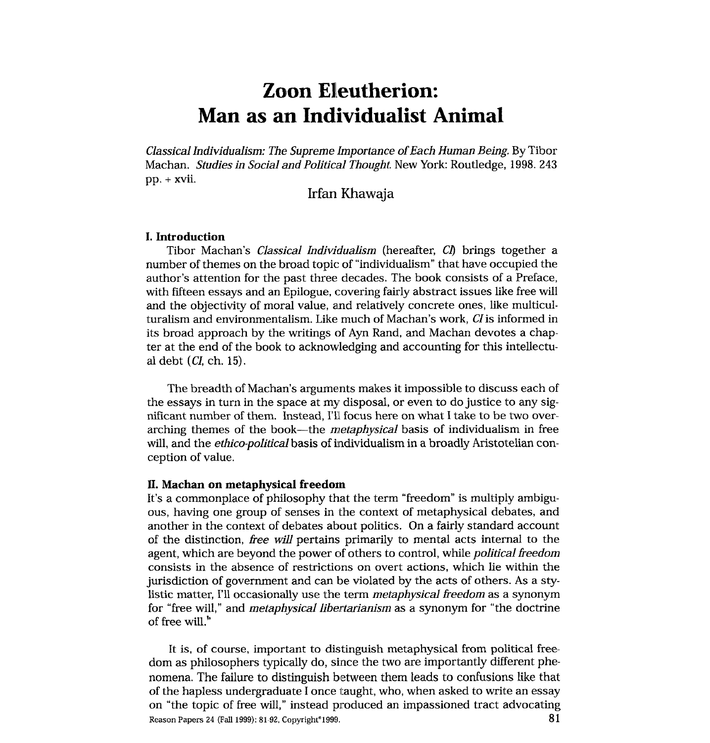# Zoon Eleutherion: Man as an Individualist Animal

*Classical Individualism: The Supreme Importance of Each Human Being.* By Tibor Machan. *Studies in Social and Political Thought.* New York: Routledge, 1998. 243 pp. + xvii.

Irfan Khawaja

## I. Introduction

Tibor Machan's *Classical Individualism* (hereafter, *CI*) brings together a number of themes on the broad topic of "individualism" that have occupied the author's attention for the past three decades. The book consists of a Preface, with fifteen essays and an Epilogue, covering fairly abstract issues like free will and the objectivity of moral value, and relatively concrete ones, like multiculturalism and environmentalism. Like much of Machan's work, *CI* is informed in its broad approach by the writings of Ayn Rand, and Machan devotes a chapter at the end of the book to acknowledging and accounting for this intellectual debt (*CI*, ch. 15).

The breadth of Machan's arguments makes it impossible to discuss each of the essays in turn in the space at my disposal, or even to do justice to any significant number of them. Instead, I'll focus here on what I take to be two overarching themes of the book—the *metaphysical* basis of individualism in free will, and the *ethico-political* basis of individualism in a broadly Aristotelian conception of value.

## II. Machan on metaphysical freedom

It's a commonplace of philosophy that the term "freedom" is multiply ambiguous, having one group of senses in the context of metaphysical debates, and another in the context of debates about politics. On a fairly standard account of the distinction, *free will* pertains primarily to mental acts internal to the agent, which are beyond the power of others to control, while *political freedom* consists in the absence of restrictions on overt actions, which lie within the jurisdiction of government and can be violated by the acts of others. As a stylistic matter, I'll occasionally use the term *metaphysical freedom* as a synonym for "free will," and *metaphysical libertarianism* as a synonym for "the doctrine of free will."

It is, of course, important to distinguish metaphysical from political freedom as philosophers typically do, since the two are importantly different phenomena. The failure to distinguish between them leads to confusions like that of the hapless undergraduate I once taught, who, when asked to write an essay on "the topic of free will," instead produced an impassioned tract advocating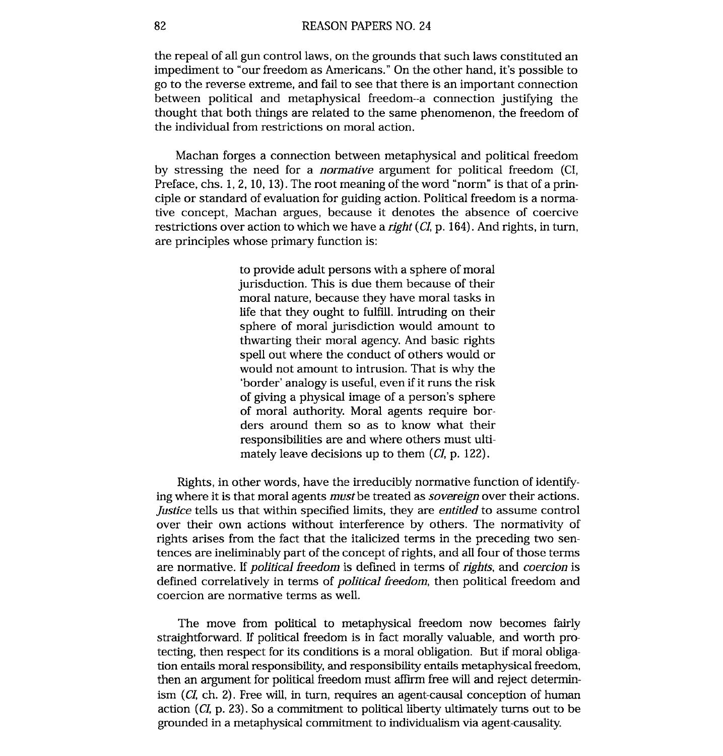the repeal of all gun control laws, on the grounds that such laws constituted an impediment to "our freedom as Americans." On the other hand, it's possible to go to the reverse extreme, and fail to see that there is an important connection between political and metaphysical freedom--a connection justifying the thought that both things are related to the same phenomenon, the freedom of the individual from restrictions on moral action.

Machan forges a connection between metaphysical and political freedom by stressing the need for a *normative* argument for political freedom (CI, Preface, chs. 1, 2, 10, 13). The root meaning of the word "norm" is that of a principle or standard of evaluation for guiding action. Political freedom is a normative concept, Machan argues, because it denotes the absence of coercive restrictions over action to which we have a *right* (*CI*, p. 164). And rights, in turn, are principles whose primary function is:

> to provide adult persons with a sphere of moral jurisduction. This is due them because of their moral nature, because they have moral tasks in life that they ought to fulfill. Intruding on their sphere of moral jurisdiction would amount to thwarting their moral agency. And basic rights spell out where the conduct of others would or would not amount to intrusion. That is why the 'border' analogy is useful, even if it runs the risk of giving a physical image of a person's sphere of moral authority. Moral agents require borders around them so as to know what their responsibilities are and where others must ultimately leave decisions up to them (*CI*, p. 122).

Rights, in other words, have the irreducibly normative function of identifying where it is that moral agents *must* be treated as *sovereign* over their actions. *Justice* tells us that within specified limits, they are *entitled* to assume control over their own actions without interference by others. The normativity of rights arises from the fact that the italicized terms in the preceding two sentences are ineliminably part of the concept of rights, and all four of those terms are normative. If *political freedom* is defined in terms of *rights*, and *coercion* is defined correlatively in terms of *political freedom*, then political freedom and coercion are normative terms as well.

The move from political to metaphysical freedom now becomes fairly straightforward. If political freedom is in fact morally valuable, and worth protecting, then respect for its conditions is a moral obligation. But if moral obligation entails moral responsibility, and responsibility entails metaphysical freedom, then an argument for political freedom must affirm free will and reject determinism (*CI*, ch. 2). Free will, in turn, requires an agent-causal conception of human action (*CI*, p. 23). So a commitment to political liberty ultimately turns out to be grounded in a metaphysical commitment to individualism via agent-causality.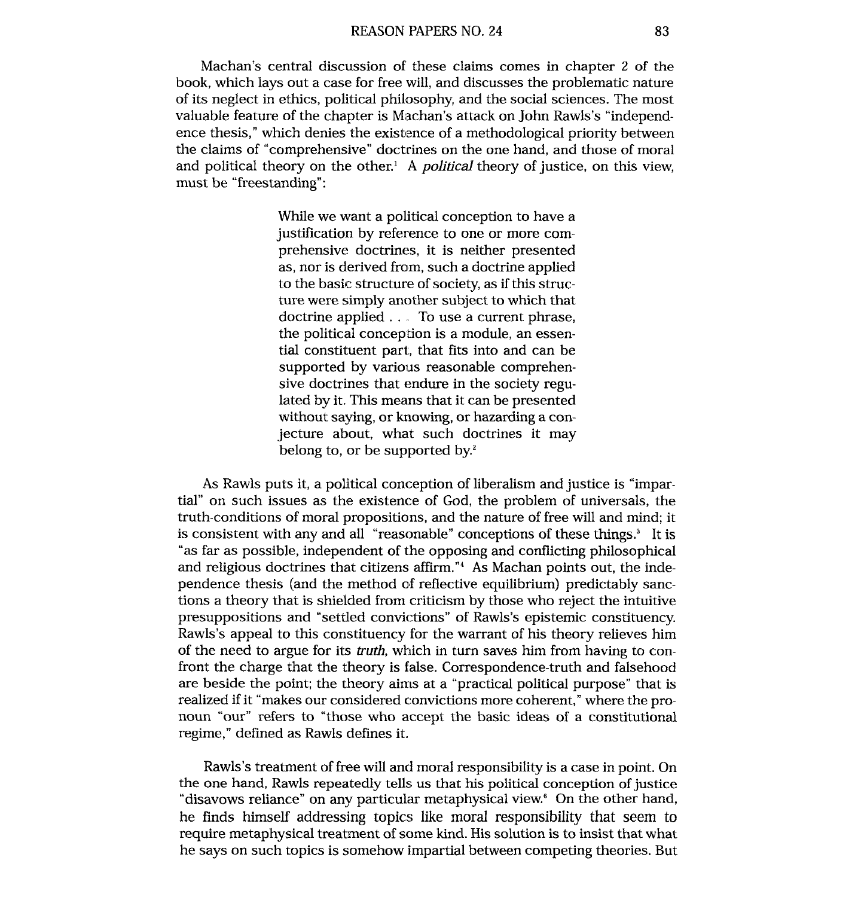Machan's central discussion of these claims comes in chapter 2 of the book, which lays out a case for free will, and discusses the problematic nature of its neglect in ethics, political philosophy, and the social sciences. The most valuable feature of the chapter is Machan's attack on John Rawls's "independence thesis," which denies the existence of a methodological priority between the claims of "comprehensive" doctrines on the one hand, and those of moral and political theory on the other.[1] A *political* theory of justice, on this view, must be "freestanding":

> While we want a political conception to have a justification by reference to one or more comprehensive doctrines, it is neither presented as, nor is derived from, such a doctrine applied to the basic structure of society, as if this structure were simply another subject to which that doctrine applied . . . To use a current phrase, the political conception is a module, an essential constituent part, that fits into and can be supported by various reasonable comprehensive doctrines that endure in the society regulated by it. This means that it can be presented without saying, or knowing, or hazarding a conjecture about, what such doctrines it may belong to, or be supported by.[2]

As Rawls puts it, a political conception of liberalism and justice is "impartial" on such issues as the existence of God, the problem of universals, the truth-conditions of moral propositions, and the nature of free will and mind; it is consistent with any and all "reasonable" conceptions of these things.[3] It is "as far as possible, independent of the opposing and conflicting philosophical and religious doctrines that citizens affirm."[4] As Machan points out, the independence thesis (and the method of reflective equilibrium) predictably sanctions a theory that is shielded from criticism by those who reject the intuitive presuppositions and "settled convictions" of Rawls's epistemic constituency. Rawls's appeal to this constituency for the warrant of his theory relieves him of the need to argue for its *truth*, which in turn saves him from having to confront the charge that the theory is false. Correspondence-truth and falsehood are beside the point; the theory aims at a "practical political purpose" that is realized if it "makes our considered convictions more coherent," where the pronoun "our" refers to "those who accept the basic ideas of a constitutional regime," defined as Rawls defines it.

Rawls's treatment of free will and moral responsibility is a case in point. On the one hand, Rawls repeatedly tells us that his political conception of justice "disavows reliance" on any particular metaphysical view.[6] On the other hand, he finds himself addressing topics like moral responsibility that seem to require metaphysical treatment of some kind. His solution is to insist that what he says on such topics is somehow impartial between competing theories. But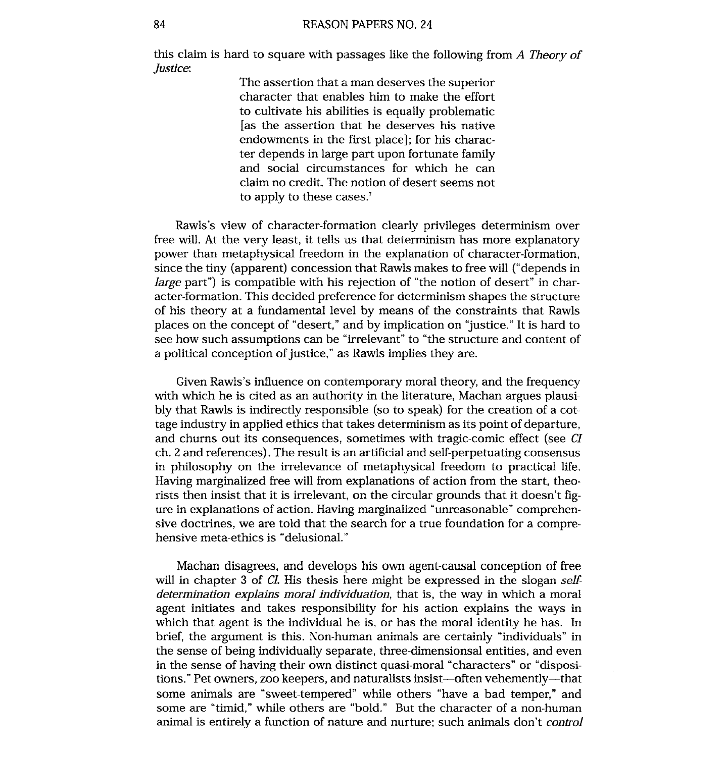this claim is hard to square with passages like the following from *A Theory of Justice*:

> The assertion that a man deserves the superior character that enables him to make the effort to cultivate his abilities is equally problematic [as the assertion that he deserves his native endowments in the first place]; for his character depends in large part upon fortunate family and social circumstances for which he can claim no credit. The notion of desert seems not to apply to these cases.[7]

Rawls's view of character-formation clearly privileges determinism over free will. At the very least, it tells us that determinism has more explanatory power than metaphysical freedom in the explanation of character-formation, since the tiny (apparent) concession that Rawls makes to free will ("depends in *large* part") is compatible with his rejection of "the notion of desert" in character-formation. This decided preference for determinism shapes the structure of his theory at a fundamental level by means of the constraints that Rawls places on the concept of "desert," and by implication on "justice." It is hard to see how such assumptions can be "irrelevant" to "the structure and content of a political conception of justice," as Rawls implies they are.

Given Rawls's influence on contemporary moral theory, and the frequency with which he is cited as an authority in the literature, Machan argues plausibly that Rawls is indirectly responsible (so to speak) for the creation of a cottage industry in applied ethics that takes determinism as its point of departure, and churns out its consequences, sometimes with tragic-comic effect (see *CI* ch. 2 and references). The result is an artificial and self-perpetuating consensus in philosophy on the irrelevance of metaphysical freedom to practical life. Having marginalized free will from explanations of action from the start, theorists then insist that it is irrelevant, on the circular grounds that it doesn't figure in explanations of action. Having marginalized "unreasonable" comprehensive doctrines, we are told that the search for a true foundation for a comprehensive meta-ethics is "delusional."

Machan disagrees, and develops his own agent-causal conception of free will in chapter 3 of *CI*. His thesis here might be expressed in the slogan *self-determination explains moral individuation*, that is, the way in which a moral agent initiates and takes responsibility for his action explains the ways in which that agent is the individual he is, or has the moral identity he has. In brief, the argument is this. Non-human animals are certainly "individuals" in the sense of being individually separate, three-dimensionsal entities, and even in the sense of having their own distinct quasi-moral "characters" or "dispositions." Pet owners, zoo keepers, and naturalists insist—often vehemently—that some animals are "sweet-tempered" while others "have a bad temper," and some are "timid," while others are "bold." But the character of a non-human animal is entirely a function of nature and nurture; such animals don't *control*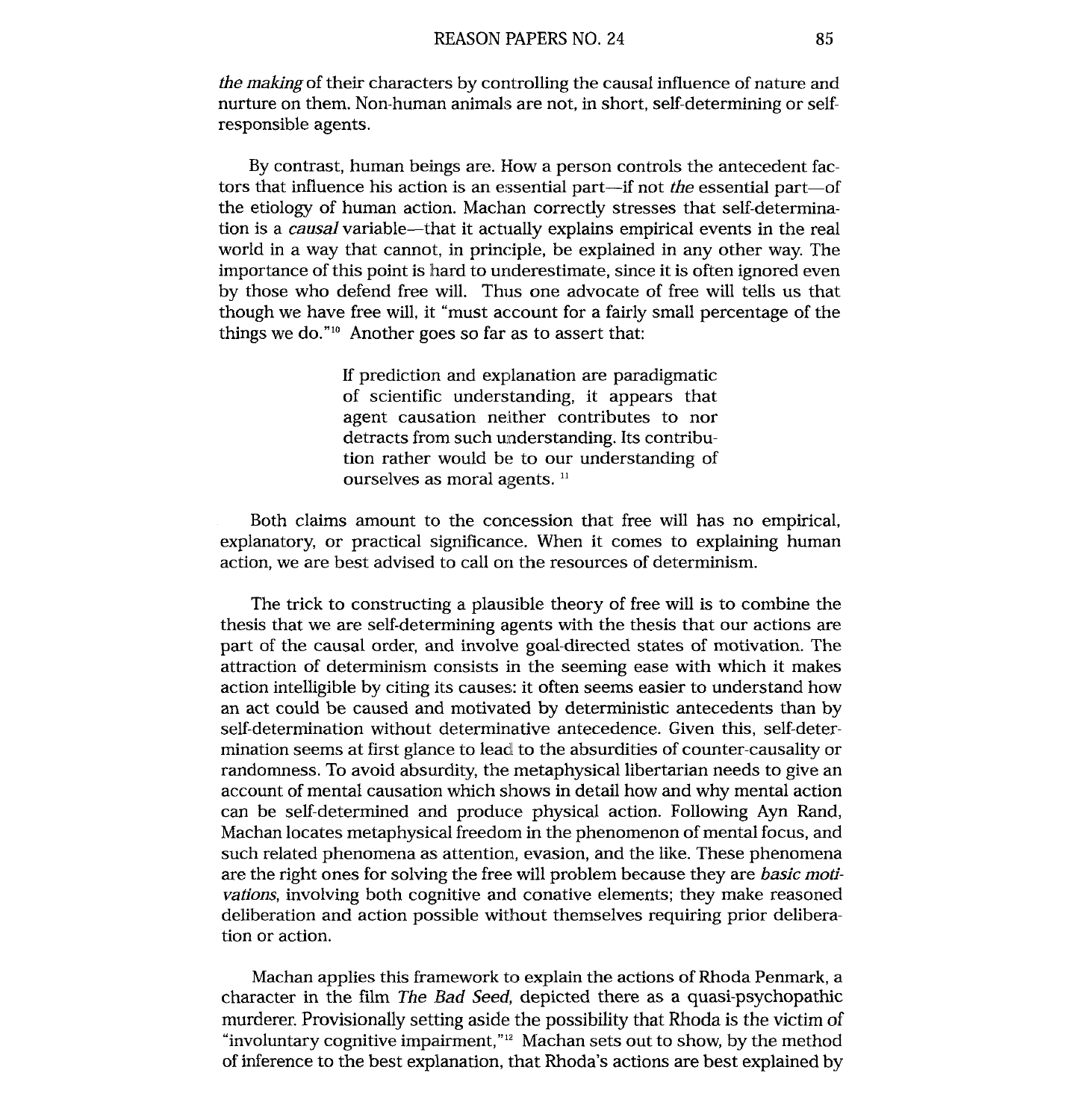*the making* of their characters by controlling the causal influence of nature and nurture on them. Non-human animals are not, in short, self-determining or self-responsible agents.

By contrast, human beings are. How a person controls the antecedent factors that influence his action is an essential part—if not *the* essential part—of the etiology of human action. Machan correctly stresses that self-determination is a *causal* variable—that it actually explains empirical events in the real world in a way that cannot, in principle, be explained in any other way. The importance of this point is hard to underestimate, since it is often ignored even by those who defend free will. Thus one advocate of free will tells us that though we have free will, it "must account for a fairly small percentage of the things we do."[10] Another goes so far as to assert that:

> If prediction and explanation are paradigmatic of scientific understanding, it appears that agent causation neither contributes to nor detracts from such understanding. Its contribution rather would be to our understanding of ourselves as moral agents. [11]

Both claims amount to the concession that free will has no empirical, explanatory, or practical significance. When it comes to explaining human action, we are best advised to call on the resources of determinism.

The trick to constructing a plausible theory of free will is to combine the thesis that we are self-determining agents with the thesis that our actions are part of the causal order, and involve goal-directed states of motivation. The attraction of determinism consists in the seeming ease with which it makes action intelligible by citing its causes: it often seems easier to understand how an act could be caused and motivated by deterministic antecedents than by self-determination without determinative antecedence. Given this, self-determination seems at first glance to lead to the absurdities of counter-causality or randomness. To avoid absurdity, the metaphysical libertarian needs to give an account of mental causation which shows in detail how and why mental action can be self-determined and produce physical action. Following Ayn Rand, Machan locates metaphysical freedom in the phenomenon of mental focus, and such related phenomena as attention, evasion, and the like. These phenomena are the right ones for solving the free will problem because they are *basic motivations*, involving both cognitive and conative elements; they make reasoned deliberation and action possible without themselves requiring prior deliberation or action.

Machan applies this framework to explain the actions of Rhoda Penmark, a character in the film *The Bad Seed*, depicted there as a quasi-psychopathic murderer. Provisionally setting aside the possibility that Rhoda is the victim of "involuntary cognitive impairment,"[12] Machan sets out to show, by the method of inference to the best explanation, that Rhoda's actions are best explained by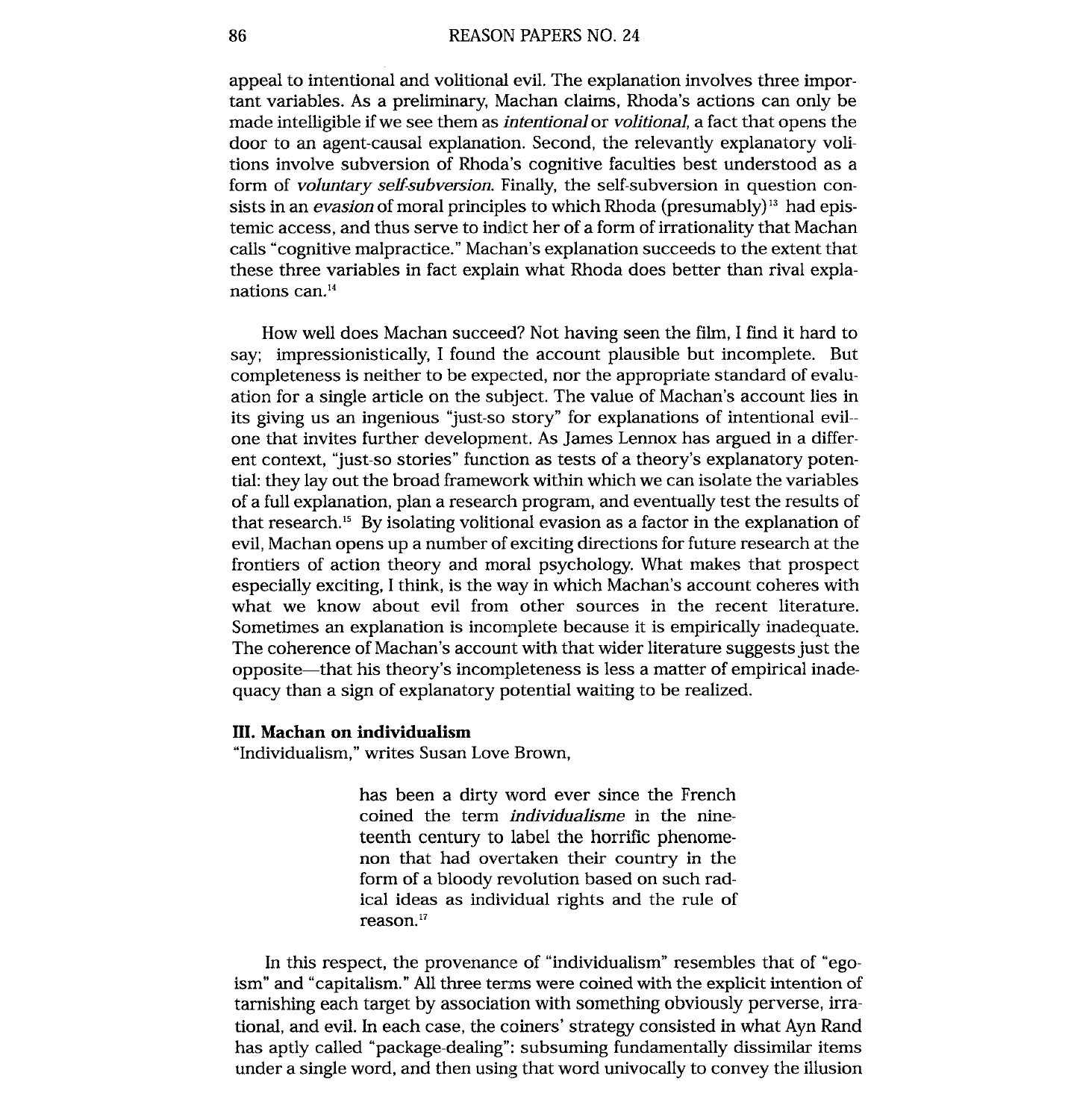appeal to intentional and volitional evil. The explanation involves three important variables. As a preliminary, Machan claims, Rhoda's actions can only be made intelligible if we see them as *intentional* or *volitional*, a fact that opens the door to an agent-causal explanation. Second, the relevantly explanatory volitions involve subversion of Rhoda's cognitive faculties best understood as a form of *voluntary self-subversion*. Finally, the self-subversion in question consists in an *evasion* of moral principles to which Rhoda (presumably)[13] had epistemic access, and thus serve to indict her of a form of irrationality that Machan calls "cognitive malpractice." Machan's explanation succeeds to the extent that these three variables in fact explain what Rhoda does better than rival explanations can.[14]

How well does Machan succeed? Not having seen the film, I find it hard to say; impressionistically, I found the account plausible but incomplete. But completeness is neither to be expected, nor the appropriate standard of evaluation for a single article on the subject. The value of Machan's account lies in its giving us an ingenious "just-so story" for explanations of intentional evil--one that invites further development. As James Lennox has argued in a different context, "just-so stories" function as tests of a theory's explanatory potential: they lay out the broad framework within which we can isolate the variables of a full explanation, plan a research program, and eventually test the results of that research.[15] By isolating volitional evasion as a factor in the explanation of evil, Machan opens up a number of exciting directions for future research at the frontiers of action theory and moral psychology. What makes that prospect especially exciting, I think, is the way in which Machan's account coheres with what we know about evil from other sources in the recent literature. Sometimes an explanation is incomplete because it is empirically inadequate. The coherence of Machan's account with that wider literature suggests just the opposite—that his theory's incompleteness is less a matter of empirical inadequacy than a sign of explanatory potential waiting to be realized.

**III. Machan on individualism**

"Individualism," writes Susan Love Brown,

> has been a dirty word ever since the French coined the term *individualisme* in the nineteenth century to label the horrific phenomenon that had overtaken their country in the form of a bloody revolution based on such radical ideas as individual rights and the rule of reason.[17]

In this respect, the provenance of "individualism" resembles that of "egoism" and "capitalism." All three terms were coined with the explicit intention of tarnishing each target by association with something obviously perverse, irrational, and evil. In each case, the coiners' strategy consisted in what Ayn Rand has aptly called "package-dealing": subsuming fundamentally dissimilar items under a single word, and then using that word univocally to convey the illusion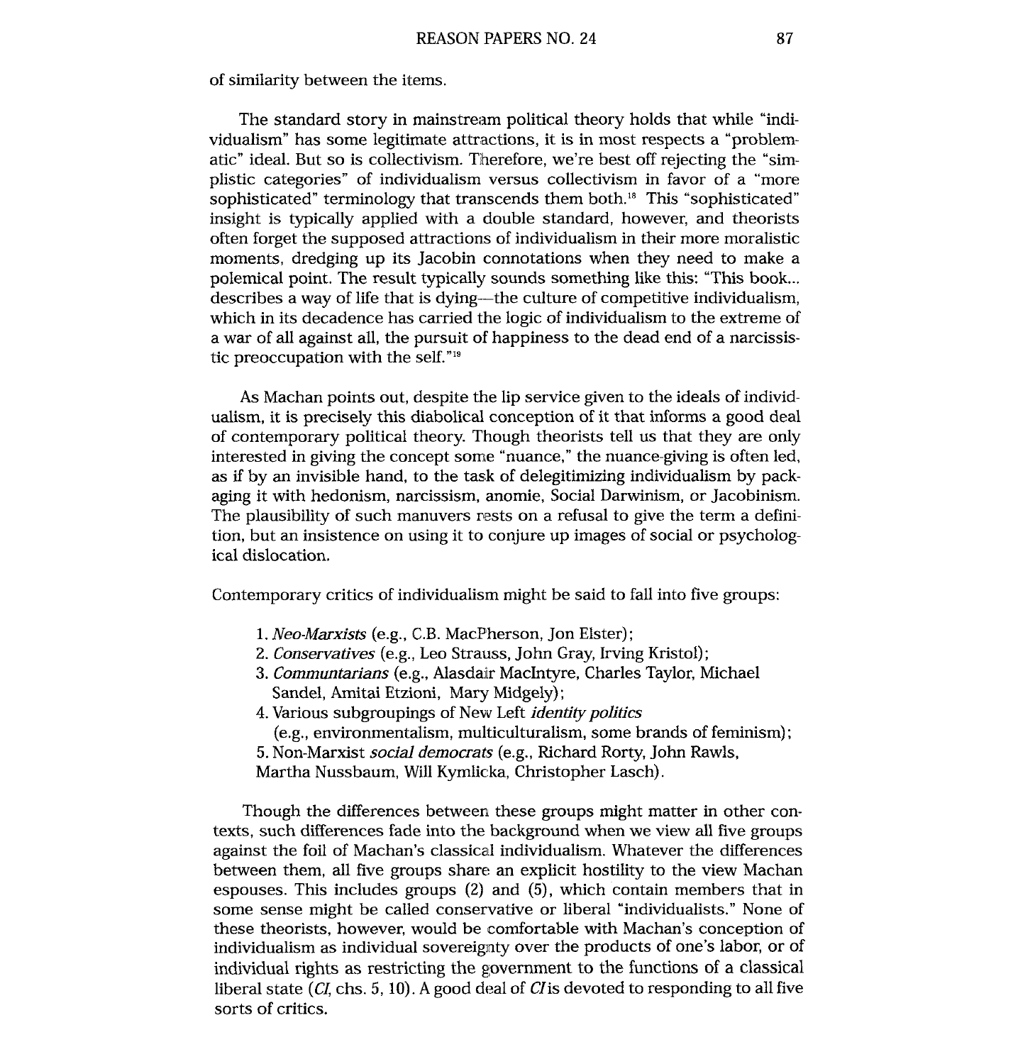of similarity between the items.

The standard story in mainstream political theory holds that while "individualism" has some legitimate attractions, it is in most respects a "problematic" ideal. But so is collectivism. Therefore, we're best off rejecting the "simplistic categories" of individualism versus collectivism in favor of a "more sophisticated" terminology that transcends them both.[18] This "sophisticated" insight is typically applied with a double standard, however, and theorists often forget the supposed attractions of individualism in their more moralistic moments, dredging up its Jacobin connotations when they need to make a polemical point. The result typically sounds something like this: "This book... describes a way of life that is dying—the culture of competitive individualism, which in its decadence has carried the logic of individualism to the extreme of a war of all against all, the pursuit of happiness to the dead end of a narcissistic preoccupation with the self."[19]

As Machan points out, despite the lip service given to the ideals of individualism, it is precisely this diabolical conception of it that informs a good deal of contemporary political theory. Though theorists tell us that they are only interested in giving the concept some "nuance," the nuance-giving is often led, as if by an invisible hand, to the task of delegitimizing individualism by packaging it with hedonism, narcissism, anomie, Social Darwinism, or Jacobinism. The plausibility of such manuvers rests on a refusal to give the term a definition, but an insistence on using it to conjure up images of social or psychological dislocation.

Contemporary critics of individualism might be said to fall into five groups:

1. *Neo-Marxists* (e.g., C.B. MacPherson, Jon Elster);
2. *Conservatives* (e.g., Leo Strauss, John Gray, Irving Kristol);
3. *Communtarians* (e.g., Alasdair MacIntyre, Charles Taylor, Michael Sandel, Amitai Etzioni, Mary Midgely);
4. Various subgroupings of New Left *identity politics* (e.g., environmentalism, multiculturalism, some brands of feminism);
5. Non-Marxist *social democrats* (e.g., Richard Rorty, John Rawls, Martha Nussbaum, Will Kymlicka, Christopher Lasch).

Though the differences between these groups might matter in other contexts, such differences fade into the background when we view all five groups against the foil of Machan's classical individualism. Whatever the differences between them, all five groups share an explicit hostility to the view Machan espouses. This includes groups (2) and (5), which contain members that in some sense might be called conservative or liberal "individualists." None of these theorists, however, would be comfortable with Machan's conception of individualism as individual sovereignty over the products of one's labor, or of individual rights as restricting the government to the functions of a classical liberal state (*CI*, chs. 5, 10). A good deal of *CI* is devoted to responding to all five sorts of critics.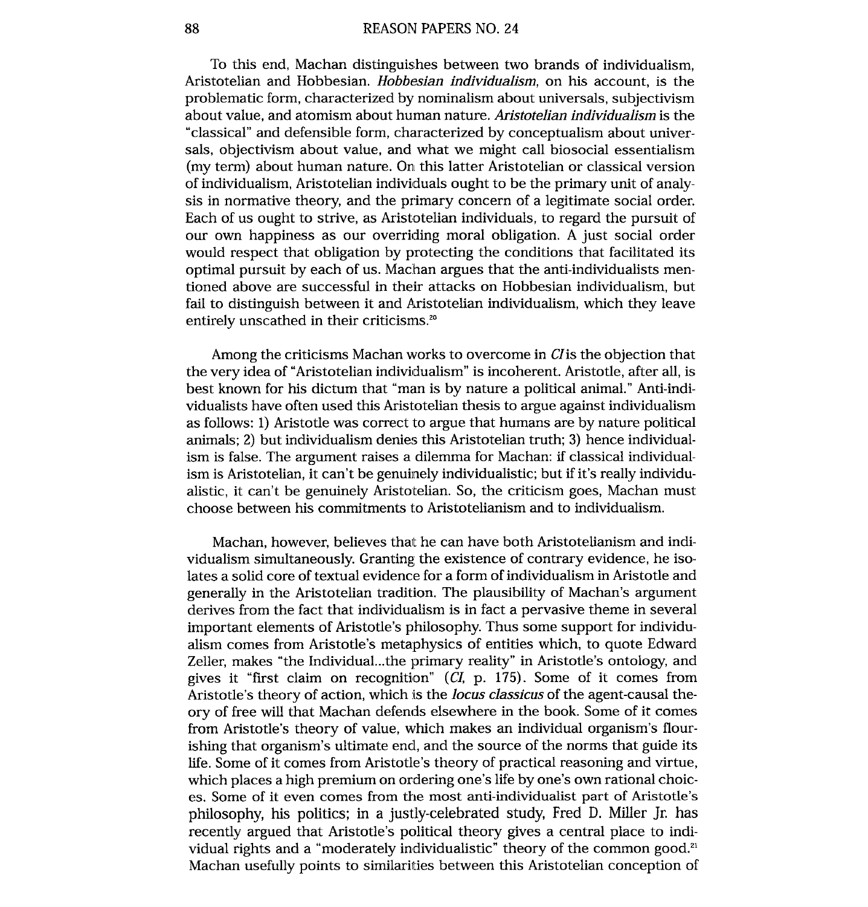To this end, Machan distinguishes between two brands of individualism, Aristotelian and Hobbesian. *Hobbesian individualism*, on his account, is the problematic form, characterized by nominalism about universals, subjectivism about value, and atomism about human nature. *Aristotelian individualism* is the "classical" and defensible form, characterized by conceptualism about universals, objectivism about value, and what we might call biosocial essentialism (my term) about human nature. On this latter Aristotelian or classical version of individualism, Aristotelian individuals ought to be the primary unit of analysis in normative theory, and the primary concern of a legitimate social order. Each of us ought to strive, as Aristotelian individuals, to regard the pursuit of our own happiness as our overriding moral obligation. A just social order would respect that obligation by protecting the conditions that facilitated its optimal pursuit by each of us. Machan argues that the anti-individualists mentioned above are successful in their attacks on Hobbesian individualism, but fail to distinguish between it and Aristotelian individualism, which they leave entirely unscathed in their criticisms.[20]

Among the criticisms Machan works to overcome in *CI* is the objection that the very idea of "Aristotelian individualism" is incoherent. Aristotle, after all, is best known for his dictum that "man is by nature a political animal." Anti-individualists have often used this Aristotelian thesis to argue against individualism as follows: 1) Aristotle was correct to argue that humans are by nature political animals; 2) but individualism denies this Aristotelian truth; 3) hence individualism is false. The argument raises a dilemma for Machan: if classical individualism is Aristotelian, it can't be genuinely individualistic; but if it's really individualistic, it can't be genuinely Aristotelian. So, the criticism goes, Machan must choose between his commitments to Aristotelianism and to individualism.

Machan, however, believes that he can have both Aristotelianism and individualism simultaneously. Granting the existence of contrary evidence, he isolates a solid core of textual evidence for a form of individualism in Aristotle and generally in the Aristotelian tradition. The plausibility of Machan's argument derives from the fact that individualism is in fact a pervasive theme in several important elements of Aristotle's philosophy. Thus some support for individualism comes from Aristotle's metaphysics of entities which, to quote Edward Zeller, makes "the Individual...the primary reality" in Aristotle's ontology, and gives it "first claim on recognition" (*CI*, p. 175). Some of it comes from Aristotle's theory of action, which is the *locus classicus* of the agent-causal theory of free will that Machan defends elsewhere in the book. Some of it comes from Aristotle's theory of value, which makes an individual organism's flourishing that organism's ultimate end, and the source of the norms that guide its life. Some of it comes from Aristotle's theory of practical reasoning and virtue, which places a high premium on ordering one's life by one's own rational choices. Some of it even comes from the most anti-individualist part of Aristotle's philosophy, his politics; in a justly-celebrated study, Fred D. Miller Jr. has recently argued that Aristotle's political theory gives a central place to individual rights and a "moderately individualistic" theory of the common good.[21] Machan usefully points to similarities between this Aristotelian conception of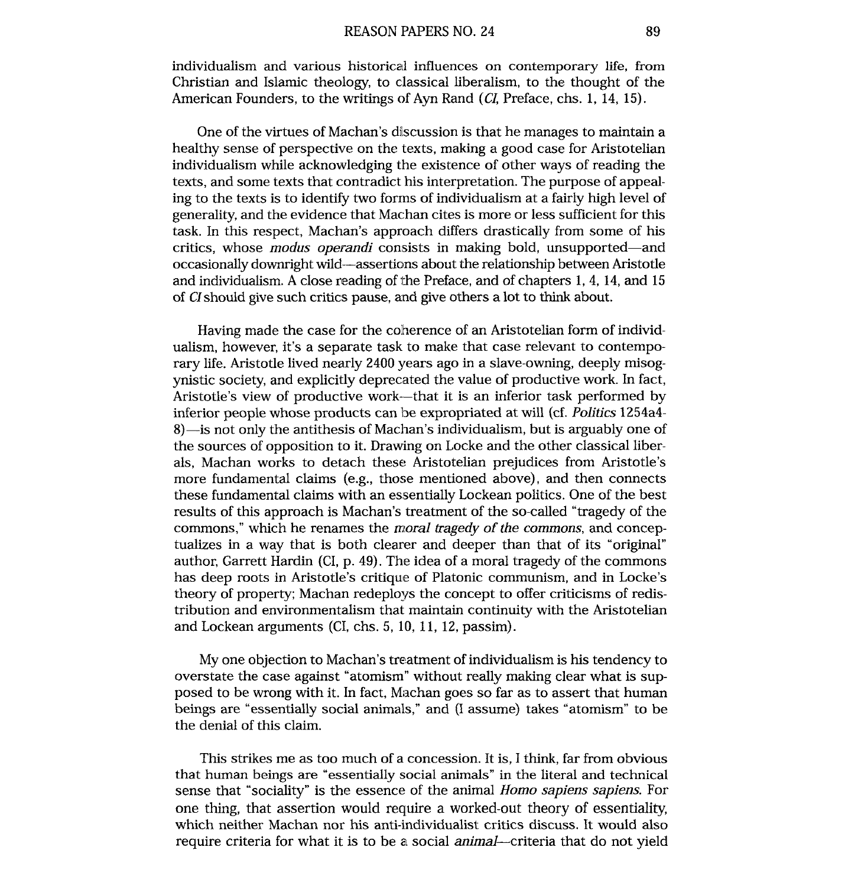individualism and various historical influences on contemporary life, from Christian and Islamic theology, to classical liberalism, to the thought of the American Founders, to the writings of Ayn Rand (*CI*, Preface, chs. 1, 14, 15).

One of the virtues of Machan's discussion is that he manages to maintain a healthy sense of perspective on the texts, making a good case for Aristotelian individualism while acknowledging the existence of other ways of reading the texts, and some texts that contradict his interpretation. The purpose of appealing to the texts is to identify two forms of individualism at a fairly high level of generality, and the evidence that Machan cites is more or less sufficient for this task. In this respect, Machan's approach differs drastically from some of his critics, whose *modus operandi* consists in making bold, unsupported—and occasionally downright wild—assertions about the relationship between Aristotle and individualism. A close reading of the Preface, and of chapters 1, 4, 14, and 15 of *CI* should give such critics pause, and give others a lot to think about.

Having made the case for the coherence of an Aristotelian form of individualism, however, it's a separate task to make that case relevant to contemporary life. Aristotle lived nearly 2400 years ago in a slave-owning, deeply misogynistic society, and explicitly deprecated the value of productive work. In fact, Aristotle's view of productive work—that it is an inferior task performed by inferior people whose products can be expropriated at will (cf. *Politics* 1254a4-8)—is not only the antithesis of Machan's individualism, but is arguably one of the sources of opposition to it. Drawing on Locke and the other classical liberals, Machan works to detach these Aristotelian prejudices from Aristotle's more fundamental claims (e.g., those mentioned above), and then connects these fundamental claims with an essentially Lockean politics. One of the best results of this approach is Machan's treatment of the so-called "tragedy of the commons," which he renames the *moral tragedy of the commons*, and conceptualizes in a way that is both clearer and deeper than that of its "original" author, Garrett Hardin (CI, p. 49). The idea of a moral tragedy of the commons has deep roots in Aristotle's critique of Platonic communism, and in Locke's theory of property; Machan redeploys the concept to offer criticisms of redistribution and environmentalism that maintain continuity with the Aristotelian and Lockean arguments (CI, chs. 5, 10, 11, 12, passim).

My one objection to Machan's treatment of individualism is his tendency to overstate the case against "atomism" without really making clear what is supposed to be wrong with it. In fact, Machan goes so far as to assert that human beings are "essentially social animals," and (I assume) takes "atomism" to be the denial of this claim.

This strikes me as too much of a concession. It is, I think, far from obvious that human beings are "essentially social animals" in the literal and technical sense that "sociality" is the essence of the animal *Homo sapiens sapiens*. For one thing, that assertion would require a worked-out theory of essentiality, which neither Machan nor his anti-individualist critics discuss. It would also require criteria for what it is to be a social *animal*—criteria that do not yield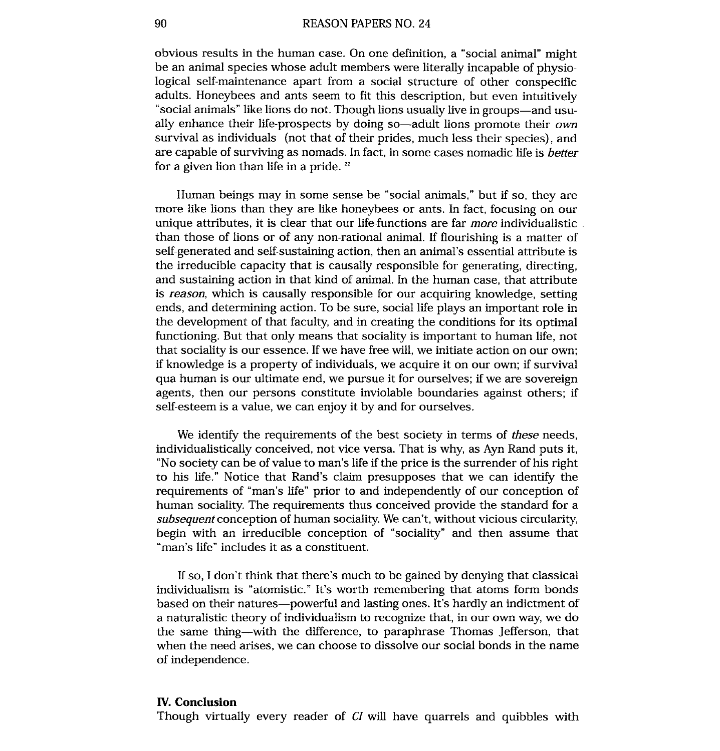obvious results in the human case. On one definition, a "social animal" might be an animal species whose adult members were literally incapable of physiological self-maintenance apart from a social structure of other conspecific adults. Honeybees and ants seem to fit this description, but even intuitively "social animals" like lions do not. Though lions usually live in groups—and usually enhance their life-prospects by doing so—adult lions promote their *own* survival as individuals (not that of their prides, much less their species), and are capable of surviving as nomads. In fact, in some cases nomadic life is *better* for a given lion than life in a pride. [22]

Human beings may in some sense be "social animals," but if so, they are more like lions than they are like honeybees or ants. In fact, focusing on our unique attributes, it is clear that our life-functions are far *more* individualistic than those of lions or of any non-rational animal. If flourishing is a matter of self-generated and self-sustaining action, then an animal's essential attribute is the irreducible capacity that is causally responsible for generating, directing, and sustaining action in that kind of animal. In the human case, that attribute is *reason*, which is causally responsible for our acquiring knowledge, setting ends, and determining action. To be sure, social life plays an important role in the development of that faculty, and in creating the conditions for its optimal functioning. But that only means that sociality is important to human life, not that sociality is our essence. If we have free will, we initiate action on our own; if knowledge is a property of individuals, we acquire it on our own; if survival qua human is our ultimate end, we pursue it for ourselves; if we are sovereign agents, then our persons constitute inviolable boundaries against others; if self-esteem is a value, we can enjoy it by and for ourselves.

We identify the requirements of the best society in terms of *these* needs, individualistically conceived, not vice versa. That is why, as Ayn Rand puts it, "No society can be of value to man's life if the price is the surrender of his right to his life." Notice that Rand's claim presupposes that we can identify the requirements of "man's life" prior to and independently of our conception of human sociality. The requirements thus conceived provide the standard for a *subsequent* conception of human sociality. We can't, without vicious circularity, begin with an irreducible conception of "sociality" and then assume that "man's life" includes it as a constituent.

If so, I don't think that there's much to be gained by denying that classical individualism is "atomistic." It's worth remembering that atoms form bonds based on their natures—powerful and lasting ones. It's hardly an indictment of a naturalistic theory of individualism to recognize that, in our own way, we do the same thing—with the difference, to paraphrase Thomas Jefferson, that when the need arises, we can choose to dissolve our social bonds in the name of independence.

## IV. Conclusion

Though virtually every reader of *CI* will have quarrels and quibbles with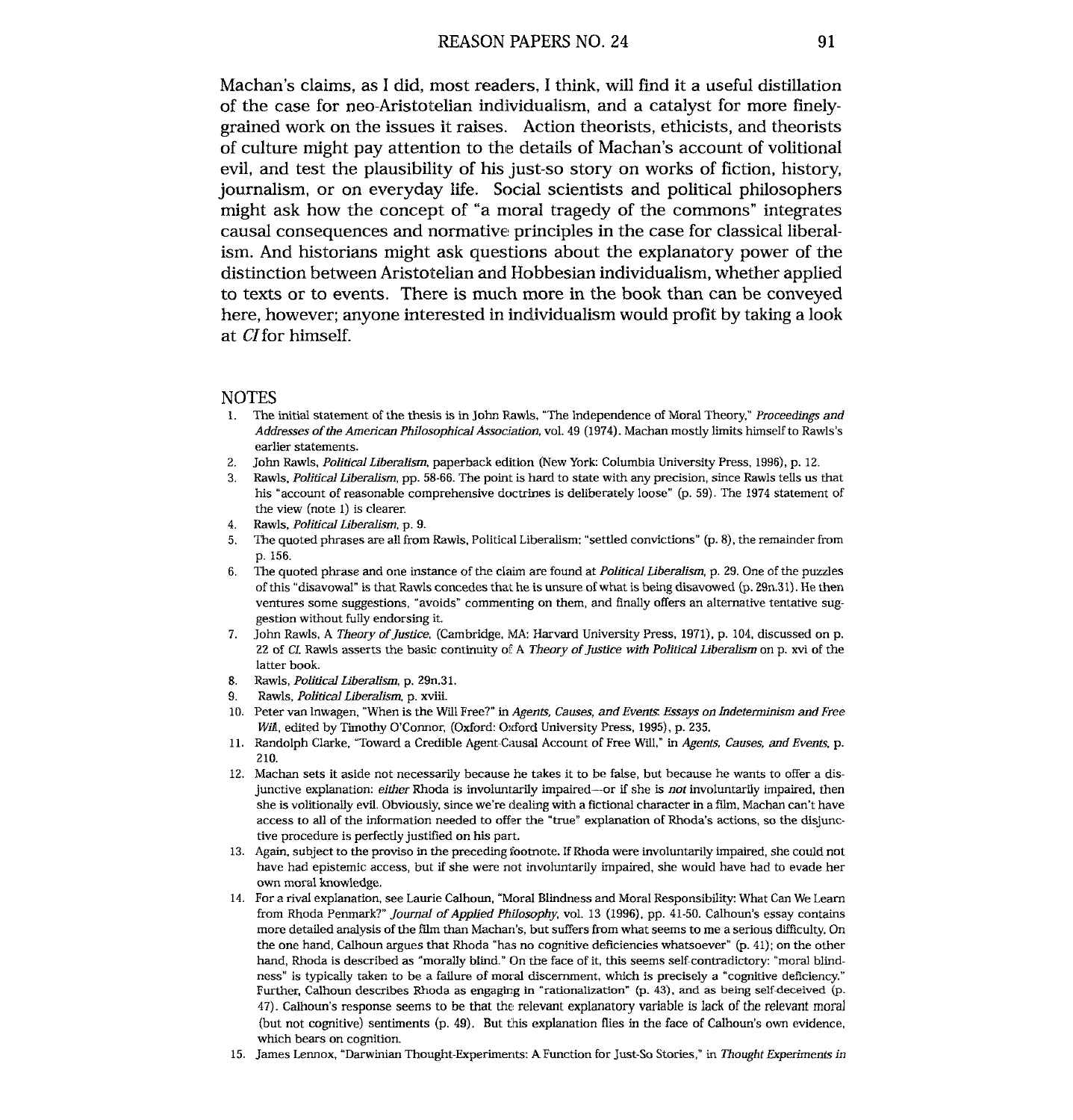Machan's claims, as I did, most readers, I think, will find it a useful distillation of the case for neo-Aristotelian individualism, and a catalyst for more finely-grained work on the issues it raises. Action theorists, ethicists, and theorists of culture might pay attention to the details of Machan's account of volitional evil, and test the plausibility of his just-so story on works of fiction, history, journalism, or on everyday life. Social scientists and political philosophers might ask how the concept of "a moral tragedy of the commons" integrates causal consequences and normative principles in the case for classical liberalism. And historians might ask questions about the explanatory power of the distinction between Aristotelian and Hobbesian individualism, whether applied to texts or to events. There is much more in the book than can be conveyed here, however; anyone interested in individualism would profit by taking a look at *CI* for himself.

## NOTES

1. The initial statement of the thesis is in John Rawls, "The Independence of Moral Theory," *Proceedings and Addresses of the American Philosophical Association*, vol. 49 (1974). Machan mostly limits himself to Rawls's earlier statements.
2. John Rawls, *Political Liberalism*, paperback edition (New York: Columbia University Press, 1996), p. 12.
3. Rawls, *Political Liberalism*, pp. 58-66. The point is hard to state with any precision, since Rawls tells us that his "account of reasonable comprehensive doctrines is deliberately loose" (p. 59). The 1974 statement of the view (note 1) is clearer.
4. Rawls, *Political Liberalism*, p. 9.
5. The quoted phrases are all from Rawls, Political Liberalism: "settled convictions" (p. 8), the remainder from p. 156.
6. The quoted phrase and one instance of the claim are found at *Political Liberalism*, p. 29. One of the puzzles of this "disavowal" is that Rawls concedes that he is unsure of what is being disavowed (p. 29n.31). He then ventures some suggestions, "avoids" commenting on them, and finally offers an alternative tentative suggestion without fully endorsing it.
7. John Rawls, A *Theory of Justice*, (Cambridge, MA: Harvard University Press, 1971), p. 104, discussed on p. 22 of *CI*. Rawls asserts the basic continuity of A *Theory of Justice with Political Liberalism* on p. xvi of the latter book.
8. Rawls, *Political Liberalism*, p. 29n.31.
9. Rawls, *Political Liberalism*, p. xviii.
10. Peter van Inwagen, "When is the Will Free?" in *Agents, Causes, and Events: Essays on Indeterminism and Free Will*, edited by Timothy O'Connor, (Oxford: Oxford University Press, 1995), p. 235.
11. Randolph Clarke, "Toward a Credible Agent-Causal Account of Free Will," in *Agents, Causes, and Events*, p. 210.
12. Machan sets it aside not necessarily because he takes it to be false, but because he wants to offer a disjunctive explanation: *either* Rhoda is involuntarily impaired—or if she is *not* involuntarily impaired, then she is volitionally evil. Obviously, since we're dealing with a fictional character in a film, Machan can't have access to all of the information needed to offer the "true" explanation of Rhoda's actions, so the disjunctive procedure is perfectly justified on his part.
13. Again, subject to the proviso in the preceding footnote. If Rhoda were involuntarily impaired, she could not have had epistemic access, but if she were not involuntarily impaired, she would have had to evade her own moral knowledge.
14. For a rival explanation, see Laurie Calhoun, "Moral Blindness and Moral Responsibility: What Can We Learn from Rhoda Penmark?" *Journal of Applied Philosophy*, vol. 13 (1996), pp. 41-50. Calhoun's essay contains more detailed analysis of the film than Machan's, but suffers from what seems to me a serious difficulty. On the one hand, Calhoun argues that Rhoda "has no cognitive deficiencies whatsoever" (p. 41); on the other hand, Rhoda is described as "morally blind." On the face of it, this seems self-contradictory: "moral blindness" is typically taken to be a failure of moral discernment, which is precisely a "cognitive deficiency." Further, Calhoun describes Rhoda as engaging in "rationalization" (p. 43), and as being self-deceived (p. 47). Calhoun's response seems to be that the relevant explanatory variable is lack of the relevant moral (but not cognitive) sentiments (p. 49). But this explanation flies in the face of Calhoun's own evidence, which bears on cognition.
15. James Lennox, "Darwinian Thought-Experiments: A Function for Just-So Stories," in *Thought Experiments in*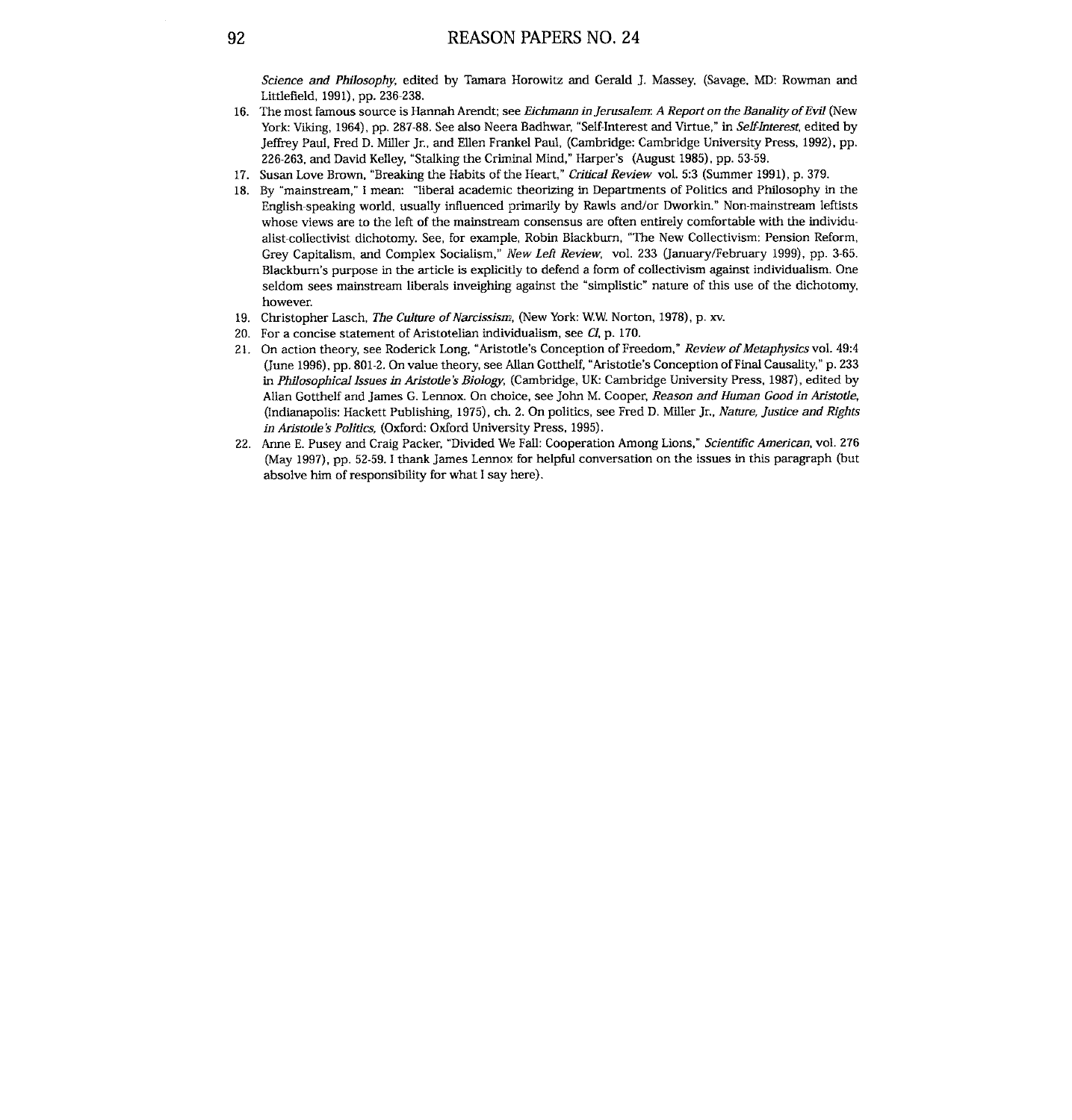*Science and Philosophy*, edited by Tamara Horowitz and Gerald J. Massey, (Savage, MD: Rowman and Littlefield, 1991), pp. 236-238.

16. The most famous source is Hannah Arendt; see *Eichmann in Jerusalem: A Report on the Banality of Evil* (New York: Viking, 1964), pp. 287-88. See also Neera Badhwar, "Self-Interest and Virtue," in *Self-Interest*, edited by Jeffrey Paul, Fred D. Miller Jr., and Ellen Frankel Paul, (Cambridge: Cambridge University Press, 1992), pp. 226-263, and David Kelley, "Stalking the Criminal Mind," Harper's (August 1985), pp. 53-59.
17. Susan Love Brown, "Breaking the Habits of the Heart," *Critical Review* vol. 5:3 (Summer 1991), p. 379.
18. By "mainstream," I mean: "liberal academic theorizing in Departments of Politics and Philosophy in the English-speaking world, usually influenced primarily by Rawls and/or Dworkin." Non-mainstream leftists whose views are to the left of the mainstream consensus are often entirely comfortable with the individualist-collectivist dichotomy. See, for example, Robin Blackburn, "The New Collectivism: Pension Reform, Grey Capitalism, and Complex Socialism," *New Left Review*, vol. 233 (January/February 1999), pp. 3-65. Blackburn's purpose in the article is explicitly to defend a form of collectivism against individualism. One seldom sees mainstream liberals inveighing against the "simplistic" nature of this use of the dichotomy, however.
19. Christopher Lasch, *The Culture of Narcissism*, (New York: W.W. Norton, 1978), p. xv.
20. For a concise statement of Aristotelian individualism, see *CI*, p. 170.
21. On action theory, see Roderick Long, "Aristotle's Conception of Freedom," *Review of Metaphysics* vol. 49:4 (June 1996), pp. 801-2. On value theory, see Allan Gotthelf, "Aristotle's Conception of Final Causality," p. 233 in *Philosophical Issues in Aristotle's Biology*, (Cambridge, UK: Cambridge University Press, 1987), edited by Allan Gotthelf and James G. Lennox. On choice, see John M. Cooper, *Reason and Human Good in Aristotle*, (Indianapolis: Hackett Publishing, 1975), ch. 2. On politics, see Fred D. Miller Jr., *Nature, Justice and Rights in Aristotle's Politics*, (Oxford: Oxford University Press, 1995).
22. Anne E. Pusey and Craig Packer, "Divided We Fall: Cooperation Among Lions," *Scientific American*, vol. 276 (May 1997), pp. 52-59. I thank James Lennox for helpful conversation on the issues in this paragraph (but absolve him of responsibility for what I say here).